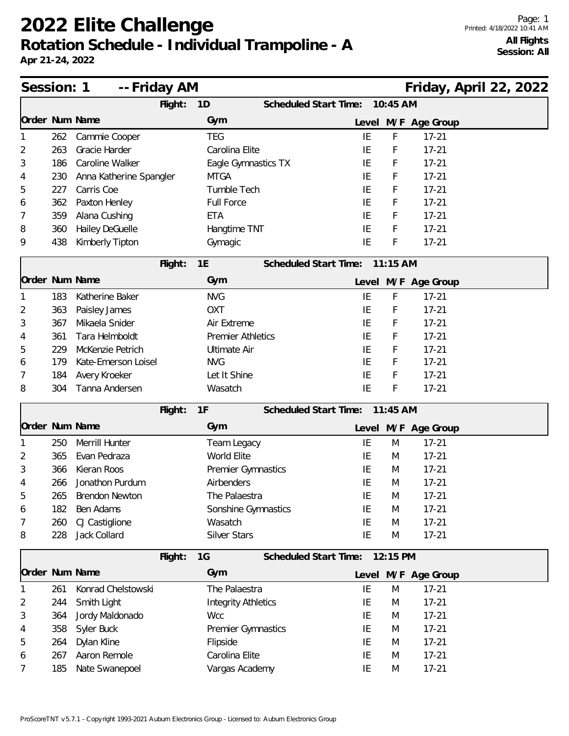# 2022 Elite Challenge

## Rotation Schedule - Individual Trampoline - A

**Apr 21-24, 2022**

**All Flights**
**Session: All**

## Session: 1 -- Friday AM — Friday, April 22, 2022

**Flight: 1D — Scheduled Start Time: 10:45 AM**

| Order | Num | Name | Gym | Level | M/F | Age Group |
|---|---|---|---|---|---|---|
| 1 | 262 | Cammie Cooper | TEG | IE | F | 17-21 |
| 2 | 263 | Gracie Harder | Carolina Elite | IE | F | 17-21 |
| 3 | 186 | Caroline Walker | Eagle Gymnastics TX | IE | F | 17-21 |
| 4 | 230 | Anna Katherine Spangler | MTGA | IE | F | 17-21 |
| 5 | 227 | Carris Coe | Tumble Tech | IE | F | 17-21 |
| 6 | 362 | Paxton Henley | Full Force | IE | F | 17-21 |
| 7 | 359 | Alana Cushing | ETA | IE | F | 17-21 |
| 8 | 360 | Hailey DeGuelle | Hangtime TNT | IE | F | 17-21 |
| 9 | 438 | Kimberly Tipton | Gymagic | IE | F | 17-21 |

**Flight: 1E — Scheduled Start Time: 11:15 AM**

| Order | Num | Name | Gym | Level | M/F | Age Group |
|---|---|---|---|---|---|---|
| 1 | 183 | Katherine Baker | NVG | IE | F | 17-21 |
| 2 | 363 | Paisley James | OXT | IE | F | 17-21 |
| 3 | 367 | Mikaela Snider | Air Extreme | IE | F | 17-21 |
| 4 | 361 | Tara Helmboldt | Premier Athletics | IE | F | 17-21 |
| 5 | 229 | McKenzie Petrich | Ultimate Air | IE | F | 17-21 |
| 6 | 179 | Kate-Emerson Loisel | NVG | IE | F | 17-21 |
| 7 | 184 | Avery Kroeker | Let It Shine | IE | F | 17-21 |
| 8 | 304 | Tanna Andersen | Wasatch | IE | F | 17-21 |

**Flight: 1F — Scheduled Start Time: 11:45 AM**

| Order | Num | Name | Gym | Level | M/F | Age Group |
|---|---|---|---|---|---|---|
| 1 | 250 | Merrill Hunter | Team Legacy | IE | M | 17-21 |
| 2 | 365 | Evan Pedraza | World Elite | IE | M | 17-21 |
| 3 | 366 | Kieran Roos | Premier Gymnastics | IE | M | 17-21 |
| 4 | 266 | Jonathon Purdum | Airbenders | IE | M | 17-21 |
| 5 | 265 | Brendon Newton | The Palaestra | IE | M | 17-21 |
| 6 | 182 | Ben Adams | Sonshine Gymnastics | IE | M | 17-21 |
| 7 | 260 | CJ Castiglione | Wasatch | IE | M | 17-21 |
| 8 | 228 | Jack Collard | Silver Stars | IE | M | 17-21 |

**Flight: 1G — Scheduled Start Time: 12:15 PM**

| Order | Num | Name | Gym | Level | M/F | Age Group |
|---|---|---|---|---|---|---|
| 1 | 261 | Konrad Chelstowski | The Palaestra | IE | M | 17-21 |
| 2 | 244 | Smith Light | Integrity Athletics | IE | M | 17-21 |
| 3 | 364 | Jordy Maldonado | Wcc | IE | M | 17-21 |
| 4 | 358 | Syler Buck | Premier Gymnastics | IE | M | 17-21 |
| 5 | 264 | Dylan Kline | Flipside | IE | M | 17-21 |
| 6 | 267 | Aaron Remole | Carolina Elite | IE | M | 17-21 |
| 7 | 185 | Nate Swanepoel | Vargas Academy | IE | M | 17-21 |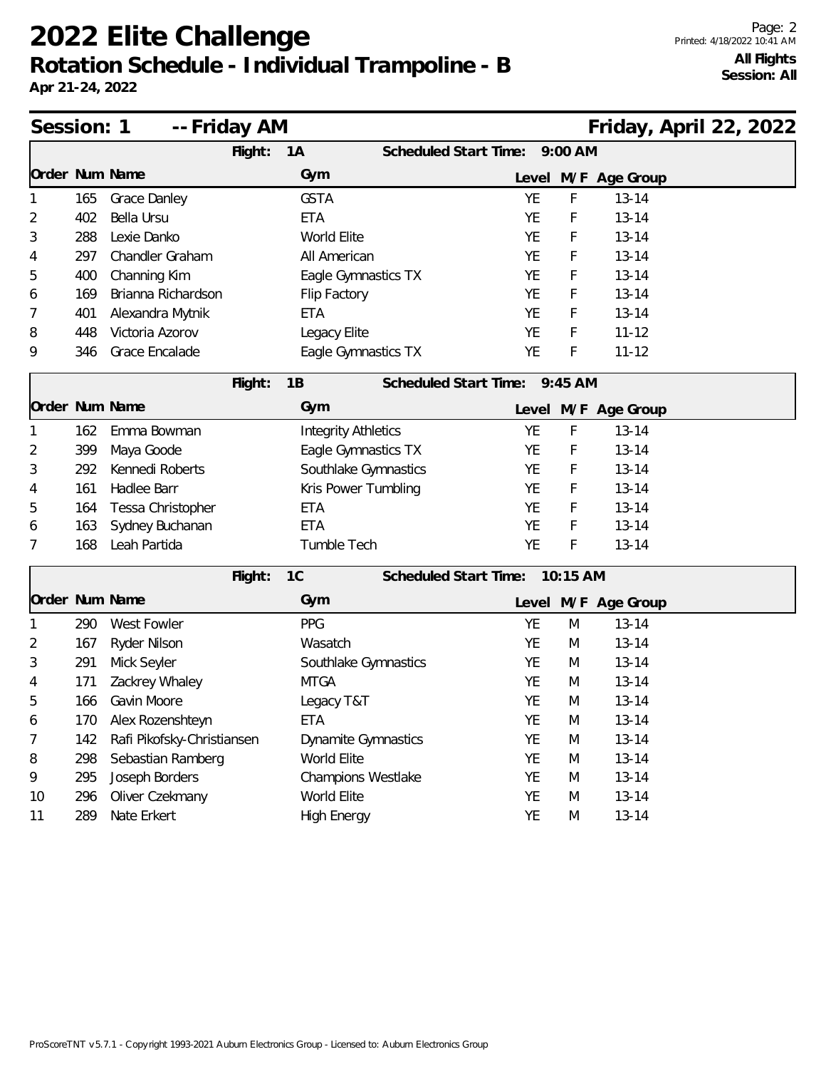# 2022 Elite Challenge

## Rotation Schedule - Individual Trampoline - B

**Apr 21-24, 2022**

**All Flights**
**Session: All**

## Session: 1 -- Friday AM — Friday, April 22, 2022

### Flight: 1A — Scheduled Start Time: 9:00 AM

| Order | Num | Name | Gym | Level | M/F | Age Group |
|---|---|---|---|---|---|---|
| 1 | 165 | Grace Danley | GSTA | YE | F | 13-14 |
| 2 | 402 | Bella Ursu | ETA | YE | F | 13-14 |
| 3 | 288 | Lexie Danko | World Elite | YE | F | 13-14 |
| 4 | 297 | Chandler Graham | All American | YE | F | 13-14 |
| 5 | 400 | Channing Kim | Eagle Gymnastics TX | YE | F | 13-14 |
| 6 | 169 | Brianna Richardson | Flip Factory | YE | F | 13-14 |
| 7 | 401 | Alexandra Mytnik | ETA | YE | F | 13-14 |
| 8 | 448 | Victoria Azorov | Legacy Elite | YE | F | 11-12 |
| 9 | 346 | Grace Encalade | Eagle Gymnastics TX | YE | F | 11-12 |

### Flight: 1B — Scheduled Start Time: 9:45 AM

| Order | Num | Name | Gym | Level | M/F | Age Group |
|---|---|---|---|---|---|---|
| 1 | 162 | Emma Bowman | Integrity Athletics | YE | F | 13-14 |
| 2 | 399 | Maya Goode | Eagle Gymnastics TX | YE | F | 13-14 |
| 3 | 292 | Kennedi Roberts | Southlake Gymnastics | YE | F | 13-14 |
| 4 | 161 | Hadlee Barr | Kris Power Tumbling | YE | F | 13-14 |
| 5 | 164 | Tessa Christopher | ETA | YE | F | 13-14 |
| 6 | 163 | Sydney Buchanan | ETA | YE | F | 13-14 |
| 7 | 168 | Leah Partida | Tumble Tech | YE | F | 13-14 |

### Flight: 1C — Scheduled Start Time: 10:15 AM

| Order | Num | Name | Gym | Level | M/F | Age Group |
|---|---|---|---|---|---|---|
| 1 | 290 | West Fowler | PPG | YE | M | 13-14 |
| 2 | 167 | Ryder Nilson | Wasatch | YE | M | 13-14 |
| 3 | 291 | Mick Seyler | Southlake Gymnastics | YE | M | 13-14 |
| 4 | 171 | Zackrey Whaley | MTGA | YE | M | 13-14 |
| 5 | 166 | Gavin Moore | Legacy T&T | YE | M | 13-14 |
| 6 | 170 | Alex Rozenshteyn | ETA | YE | M | 13-14 |
| 7 | 142 | Rafi Pikofsky-Christiansen | Dynamite Gymnastics | YE | M | 13-14 |
| 8 | 298 | Sebastian Ramberg | World Elite | YE | M | 13-14 |
| 9 | 295 | Joseph Borders | Champions Westlake | YE | M | 13-14 |
| 10 | 296 | Oliver Czekmany | World Elite | YE | M | 13-14 |
| 11 | 289 | Nate Erkert | High Energy | YE | M | 13-14 |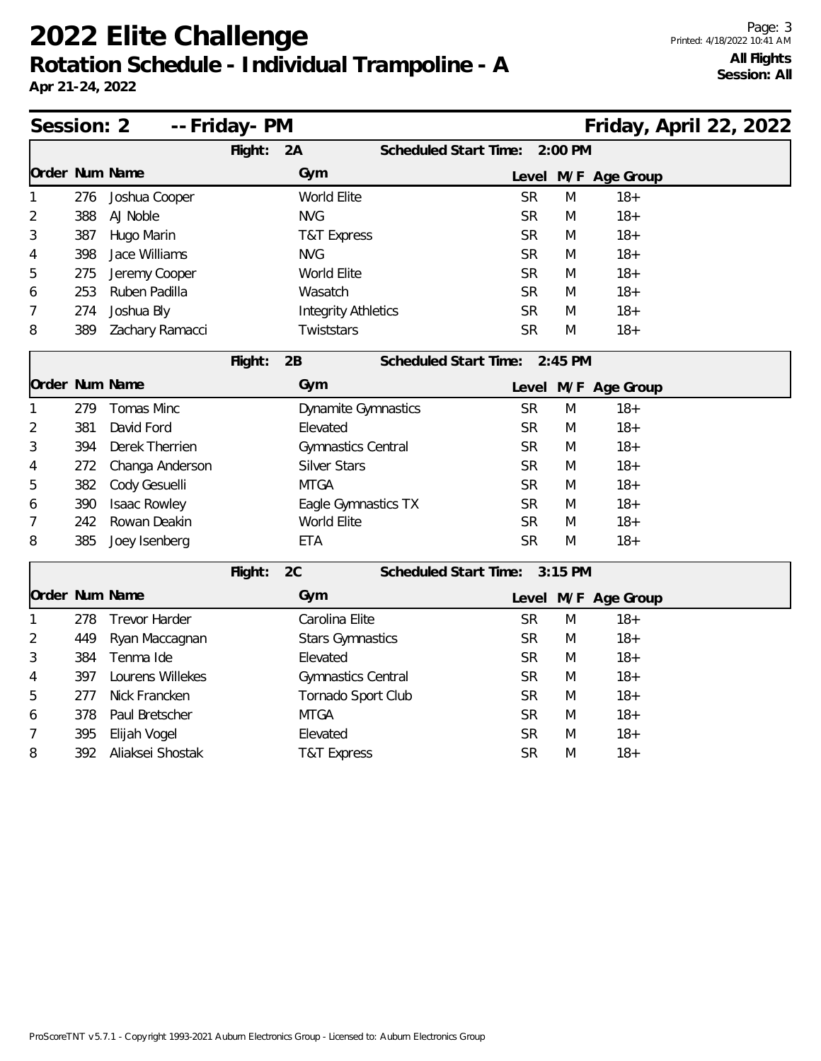# 2022 Elite Challenge

## Rotation Schedule - Individual Trampoline - A

**Apr 21-24, 2022**

**All Flights**
**Session: All**

## Session: 2 -- Friday- PM — Friday, April 22, 2022

**Flight: 2A — Scheduled Start Time: 2:00 PM**

| Order | Num | Name | Gym | Level | M/F | Age Group |
|---|---|---|---|---|---|---|
| 1 | 276 | Joshua Cooper | World Elite | SR | M | 18+ |
| 2 | 388 | AJ Noble | NVG | SR | M | 18+ |
| 3 | 387 | Hugo Marin | T&T Express | SR | M | 18+ |
| 4 | 398 | Jace Williams | NVG | SR | M | 18+ |
| 5 | 275 | Jeremy Cooper | World Elite | SR | M | 18+ |
| 6 | 253 | Ruben Padilla | Wasatch | SR | M | 18+ |
| 7 | 274 | Joshua Bly | Integrity Athletics | SR | M | 18+ |
| 8 | 389 | Zachary Ramacci | Twiststars | SR | M | 18+ |

**Flight: 2B — Scheduled Start Time: 2:45 PM**

| Order | Num | Name | Gym | Level | M/F | Age Group |
|---|---|---|---|---|---|---|
| 1 | 279 | Tomas Minc | Dynamite Gymnastics | SR | M | 18+ |
| 2 | 381 | David Ford | Elevated | SR | M | 18+ |
| 3 | 394 | Derek Therrien | Gymnastics Central | SR | M | 18+ |
| 4 | 272 | Changa Anderson | Silver Stars | SR | M | 18+ |
| 5 | 382 | Cody Gesuelli | MTGA | SR | M | 18+ |
| 6 | 390 | Isaac Rowley | Eagle Gymnastics TX | SR | M | 18+ |
| 7 | 242 | Rowan Deakin | World Elite | SR | M | 18+ |
| 8 | 385 | Joey Isenberg | ETA | SR | M | 18+ |

**Flight: 2C — Scheduled Start Time: 3:15 PM**

| Order | Num | Name | Gym | Level | M/F | Age Group |
|---|---|---|---|---|---|---|
| 1 | 278 | Trevor Harder | Carolina Elite | SR | M | 18+ |
| 2 | 449 | Ryan Maccagnan | Stars Gymnastics | SR | M | 18+ |
| 3 | 384 | Tenma Ide | Elevated | SR | M | 18+ |
| 4 | 397 | Lourens Willekes | Gymnastics Central | SR | M | 18+ |
| 5 | 277 | Nick Francken | Tornado Sport Club | SR | M | 18+ |
| 6 | 378 | Paul Bretscher | MTGA | SR | M | 18+ |
| 7 | 395 | Elijah Vogel | Elevated | SR | M | 18+ |
| 8 | 392 | Aliaksei Shostak | T&T Express | SR | M | 18+ |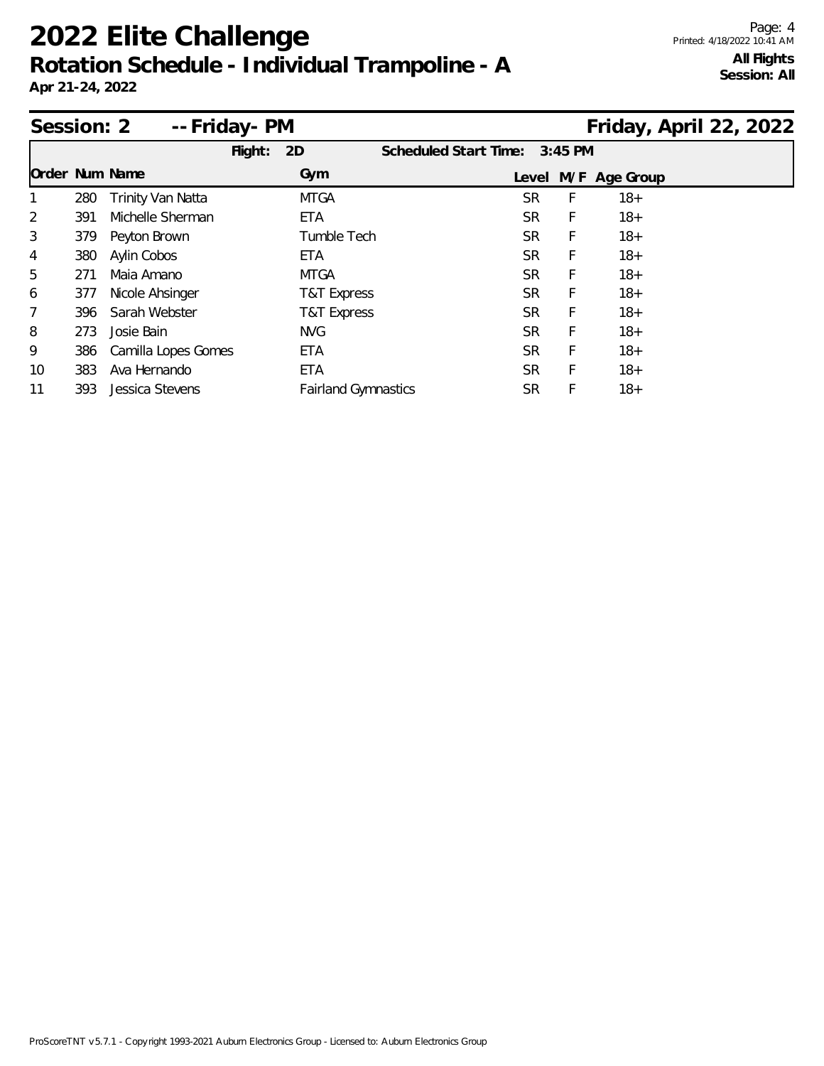# 2022 Elite Challenge

## Rotation Schedule - Individual Trampoline - A

**Apr 21-24, 2022**

**All Flights**
**Session: All**

### Session: 2 -- Friday- PM — Friday, April 22, 2022

**Flight:** 2D — **Scheduled Start Time:** 3:45 PM

| Order | Num | Name | Gym | Level | M/F | Age Group |
|---|---|---|---|---|---|---|
| 1 | 280 | Trinity Van Natta | MTGA | SR | F | 18+ |
| 2 | 391 | Michelle Sherman | ETA | SR | F | 18+ |
| 3 | 379 | Peyton Brown | Tumble Tech | SR | F | 18+ |
| 4 | 380 | Aylin Cobos | ETA | SR | F | 18+ |
| 5 | 271 | Maia Amano | MTGA | SR | F | 18+ |
| 6 | 377 | Nicole Ahsinger | T&T Express | SR | F | 18+ |
| 7 | 396 | Sarah Webster | T&T Express | SR | F | 18+ |
| 8 | 273 | Josie Bain | NVG | SR | F | 18+ |
| 9 | 386 | Camilla Lopes Gomes | ETA | SR | F | 18+ |
| 10 | 383 | Ava Hernando | ETA | SR | F | 18+ |
| 11 | 393 | Jessica Stevens | Fairland Gymnastics | SR | F | 18+ |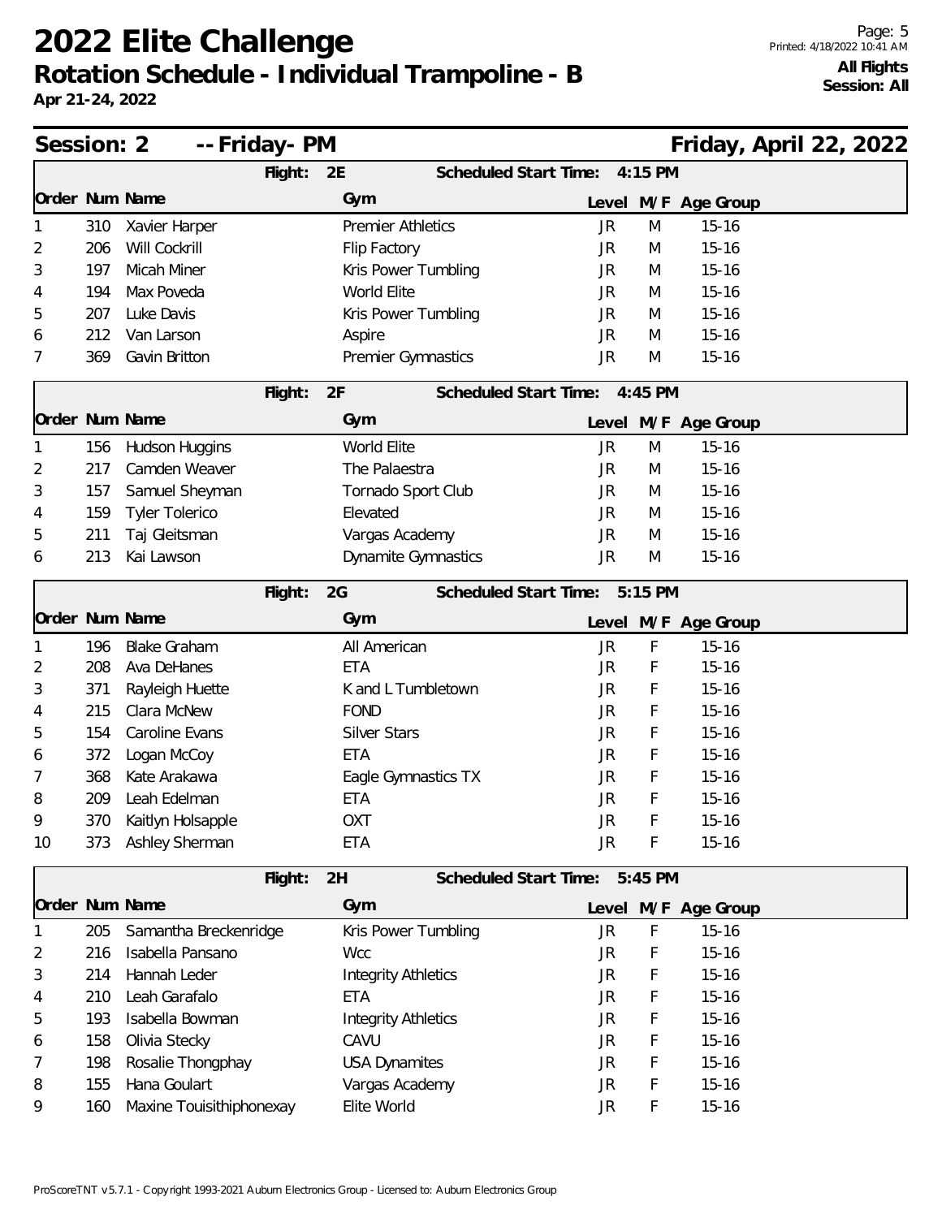# 2022 Elite Challenge

## Rotation Schedule - Individual Trampoline - B

**Apr 21-24, 2022**

**All Flights**
**Session: All**

## Session: 2 -- Friday- PM — Friday, April 22, 2022

### Flight: 2E — Scheduled Start Time: 4:15 PM

| Order | Num | Name | Gym | Level | M/F | Age Group |
|---|---|---|---|---|---|---|
| 1 | 310 | Xavier Harper | Premier Athletics | JR | M | 15-16 |
| 2 | 206 | Will Cockrill | Flip Factory | JR | M | 15-16 |
| 3 | 197 | Micah Miner | Kris Power Tumbling | JR | M | 15-16 |
| 4 | 194 | Max Poveda | World Elite | JR | M | 15-16 |
| 5 | 207 | Luke Davis | Kris Power Tumbling | JR | M | 15-16 |
| 6 | 212 | Van Larson | Aspire | JR | M | 15-16 |
| 7 | 369 | Gavin Britton | Premier Gymnastics | JR | M | 15-16 |

### Flight: 2F — Scheduled Start Time: 4:45 PM

| Order | Num | Name | Gym | Level | M/F | Age Group |
|---|---|---|---|---|---|---|
| 1 | 156 | Hudson Huggins | World Elite | JR | M | 15-16 |
| 2 | 217 | Camden Weaver | The Palaestra | JR | M | 15-16 |
| 3 | 157 | Samuel Sheyman | Tornado Sport Club | JR | M | 15-16 |
| 4 | 159 | Tyler Tolerico | Elevated | JR | M | 15-16 |
| 5 | 211 | Taj Gleitsman | Vargas Academy | JR | M | 15-16 |
| 6 | 213 | Kai Lawson | Dynamite Gymnastics | JR | M | 15-16 |

### Flight: 2G — Scheduled Start Time: 5:15 PM

| Order | Num | Name | Gym | Level | M/F | Age Group |
|---|---|---|---|---|---|---|
| 1 | 196 | Blake Graham | All American | JR | F | 15-16 |
| 2 | 208 | Ava DeHanes | ETA | JR | F | 15-16 |
| 3 | 371 | Rayleigh Huette | K and L Tumbletown | JR | F | 15-16 |
| 4 | 215 | Clara McNew | FOND | JR | F | 15-16 |
| 5 | 154 | Caroline Evans | Silver Stars | JR | F | 15-16 |
| 6 | 372 | Logan McCoy | ETA | JR | F | 15-16 |
| 7 | 368 | Kate Arakawa | Eagle Gymnastics TX | JR | F | 15-16 |
| 8 | 209 | Leah Edelman | ETA | JR | F | 15-16 |
| 9 | 370 | Kaitlyn Holsapple | OXT | JR | F | 15-16 |
| 10 | 373 | Ashley Sherman | ETA | JR | F | 15-16 |

### Flight: 2H — Scheduled Start Time: 5:45 PM

| Order | Num | Name | Gym | Level | M/F | Age Group |
|---|---|---|---|---|---|---|
| 1 | 205 | Samantha Breckenridge | Kris Power Tumbling | JR | F | 15-16 |
| 2 | 216 | Isabella Pansano | Wcc | JR | F | 15-16 |
| 3 | 214 | Hannah Leder | Integrity Athletics | JR | F | 15-16 |
| 4 | 210 | Leah Garafalo | ETA | JR | F | 15-16 |
| 5 | 193 | Isabella Bowman | Integrity Athletics | JR | F | 15-16 |
| 6 | 158 | Olivia Stecky | CAVU | JR | F | 15-16 |
| 7 | 198 | Rosalie Thongphay | USA Dynamites | JR | F | 15-16 |
| 8 | 155 | Hana Goulart | Vargas Academy | JR | F | 15-16 |
| 9 | 160 | Maxine Touisithiphonexay | Elite World | JR | F | 15-16 |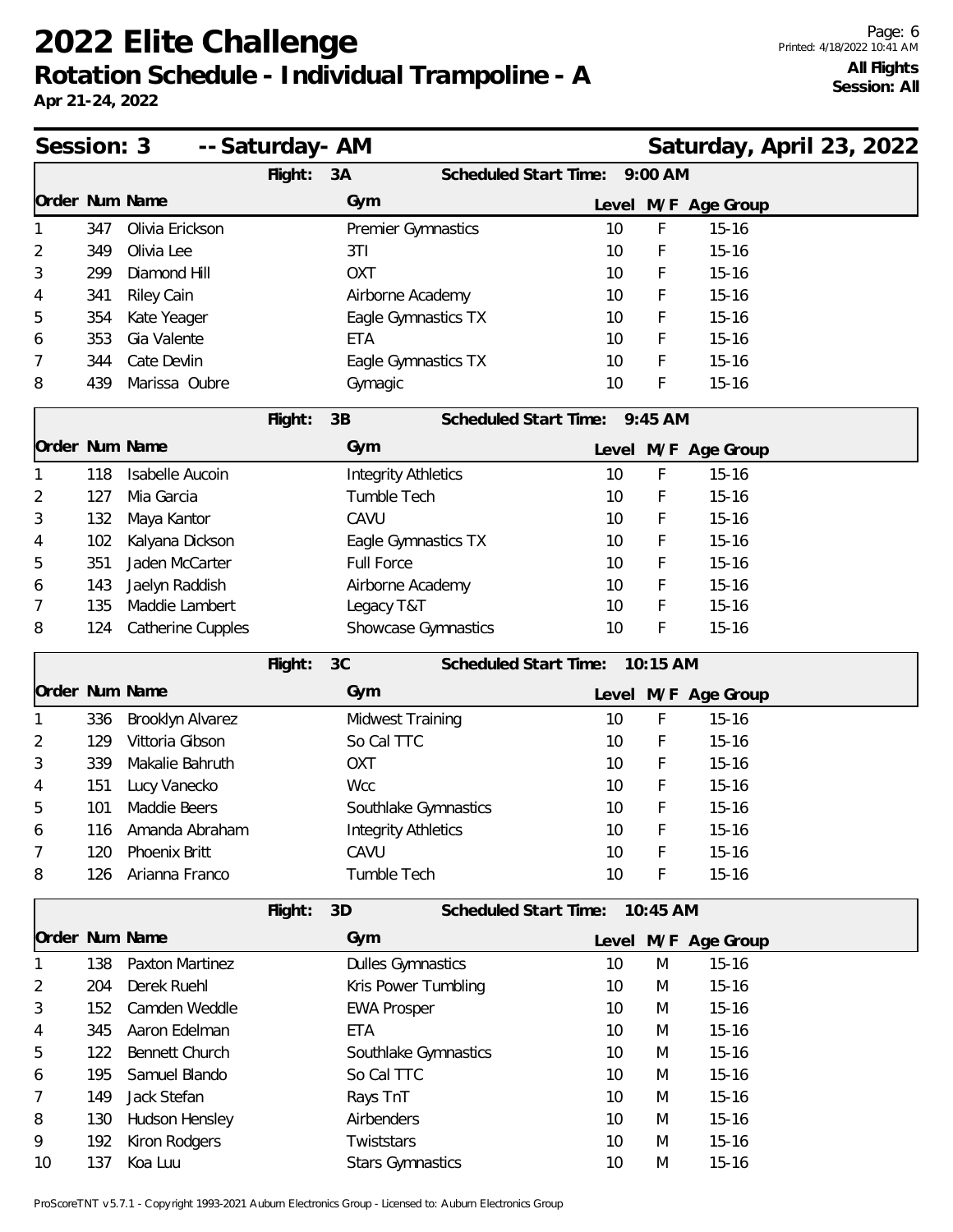# 2022 Elite Challenge

## Rotation Schedule - Individual Trampoline - A

**Apr 21-24, 2022**

**All Flights**
**Session: All**

## Session: 3 -- Saturday- AM — Saturday, April 23, 2022

### Flight: 3A — Scheduled Start Time: 9:00 AM

| Order | Num | Name | Gym | Level | M/F | Age Group |
|---|---|---|---|---|---|---|
| 1 | 347 | Olivia Erickson | Premier Gymnastics | 10 | F | 15-16 |
| 2 | 349 | Olivia Lee | 3TI | 10 | F | 15-16 |
| 3 | 299 | Diamond Hill | OXT | 10 | F | 15-16 |
| 4 | 341 | Riley Cain | Airborne Academy | 10 | F | 15-16 |
| 5 | 354 | Kate Yeager | Eagle Gymnastics TX | 10 | F | 15-16 |
| 6 | 353 | Gia Valente | ETA | 10 | F | 15-16 |
| 7 | 344 | Cate Devlin | Eagle Gymnastics TX | 10 | F | 15-16 |
| 8 | 439 | Marissa Oubre | Gymagic | 10 | F | 15-16 |

### Flight: 3B — Scheduled Start Time: 9:45 AM

| Order | Num | Name | Gym | Level | M/F | Age Group |
|---|---|---|---|---|---|---|
| 1 | 118 | Isabelle Aucoin | Integrity Athletics | 10 | F | 15-16 |
| 2 | 127 | Mia Garcia | Tumble Tech | 10 | F | 15-16 |
| 3 | 132 | Maya Kantor | CAVU | 10 | F | 15-16 |
| 4 | 102 | Kalyana Dickson | Eagle Gymnastics TX | 10 | F | 15-16 |
| 5 | 351 | Jaden McCarter | Full Force | 10 | F | 15-16 |
| 6 | 143 | Jaelyn Raddish | Airborne Academy | 10 | F | 15-16 |
| 7 | 135 | Maddie Lambert | Legacy T&T | 10 | F | 15-16 |
| 8 | 124 | Catherine Cupples | Showcase Gymnastics | 10 | F | 15-16 |

### Flight: 3C — Scheduled Start Time: 10:15 AM

| Order | Num | Name | Gym | Level | M/F | Age Group |
|---|---|---|---|---|---|---|
| 1 | 336 | Brooklyn Alvarez | Midwest Training | 10 | F | 15-16 |
| 2 | 129 | Vittoria Gibson | So Cal TTC | 10 | F | 15-16 |
| 3 | 339 | Makalie Bahruth | OXT | 10 | F | 15-16 |
| 4 | 151 | Lucy Vanecko | Wcc | 10 | F | 15-16 |
| 5 | 101 | Maddie Beers | Southlake Gymnastics | 10 | F | 15-16 |
| 6 | 116 | Amanda Abraham | Integrity Athletics | 10 | F | 15-16 |
| 7 | 120 | Phoenix Britt | CAVU | 10 | F | 15-16 |
| 8 | 126 | Arianna Franco | Tumble Tech | 10 | F | 15-16 |

### Flight: 3D — Scheduled Start Time: 10:45 AM

| Order | Num | Name | Gym | Level | M/F | Age Group |
|---|---|---|---|---|---|---|
| 1 | 138 | Paxton Martinez | Dulles Gymnastics | 10 | M | 15-16 |
| 2 | 204 | Derek Ruehl | Kris Power Tumbling | 10 | M | 15-16 |
| 3 | 152 | Camden Weddle | EWA Prosper | 10 | M | 15-16 |
| 4 | 345 | Aaron Edelman | ETA | 10 | M | 15-16 |
| 5 | 122 | Bennett Church | Southlake Gymnastics | 10 | M | 15-16 |
| 6 | 195 | Samuel Blando | So Cal TTC | 10 | M | 15-16 |
| 7 | 149 | Jack Stefan | Rays TnT | 10 | M | 15-16 |
| 8 | 130 | Hudson Hensley | Airbenders | 10 | M | 15-16 |
| 9 | 192 | Kiron Rodgers | Twiststars | 10 | M | 15-16 |
| 10 | 137 | Koa Luu | Stars Gymnastics | 10 | M | 15-16 |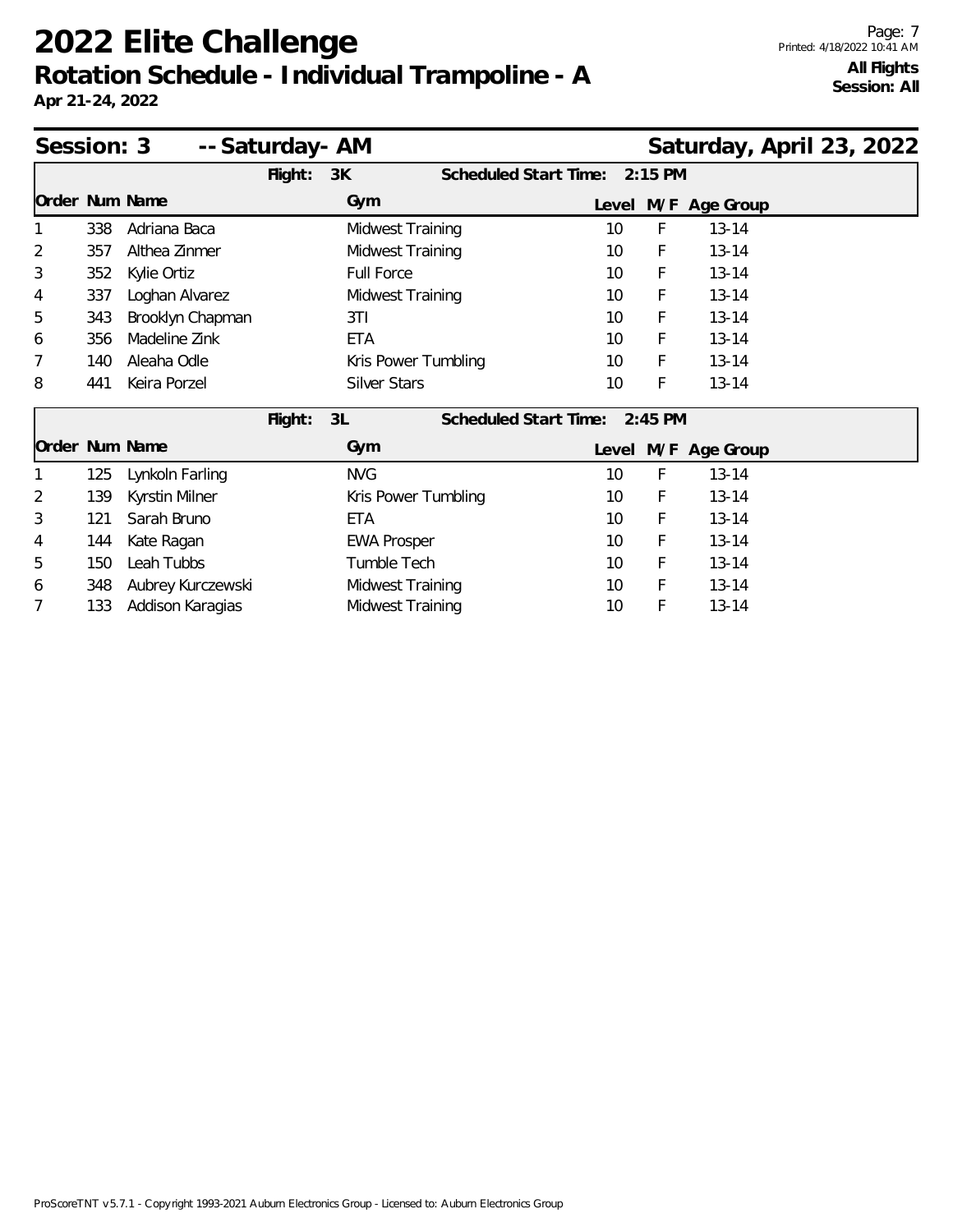# 2022 Elite Challenge

## Rotation Schedule - Individual Trampoline - A

**Apr 21-24, 2022**

**All Flights**
**Session: All**

## Session: 3 -- Saturday- AM — Saturday, April 23, 2022

**Flight: 3K** — Scheduled Start Time: 2:15 PM

| Order | Num | Name | Gym | Level | M/F | Age Group |
|---|---|---|---|---|---|---|
| 1 | 338 | Adriana Baca | Midwest Training | 10 | F | 13-14 |
| 2 | 357 | Althea Zinmer | Midwest Training | 10 | F | 13-14 |
| 3 | 352 | Kylie Ortiz | Full Force | 10 | F | 13-14 |
| 4 | 337 | Loghan Alvarez | Midwest Training | 10 | F | 13-14 |
| 5 | 343 | Brooklyn Chapman | 3TI | 10 | F | 13-14 |
| 6 | 356 | Madeline Zink | ETA | 10 | F | 13-14 |
| 7 | 140 | Aleaha Odle | Kris Power Tumbling | 10 | F | 13-14 |
| 8 | 441 | Keira Porzel | Silver Stars | 10 | F | 13-14 |

**Flight: 3L** — Scheduled Start Time: 2:45 PM

| Order | Num | Name | Gym | Level | M/F | Age Group |
|---|---|---|---|---|---|---|
| 1 | 125 | Lynkoln Farling | NVG | 10 | F | 13-14 |
| 2 | 139 | Kyrstin Milner | Kris Power Tumbling | 10 | F | 13-14 |
| 3 | 121 | Sarah Bruno | ETA | 10 | F | 13-14 |
| 4 | 144 | Kate Ragan | EWA Prosper | 10 | F | 13-14 |
| 5 | 150 | Leah Tubbs | Tumble Tech | 10 | F | 13-14 |
| 6 | 348 | Aubrey Kurczewski | Midwest Training | 10 | F | 13-14 |
| 7 | 133 | Addison Karagias | Midwest Training | 10 | F | 13-14 |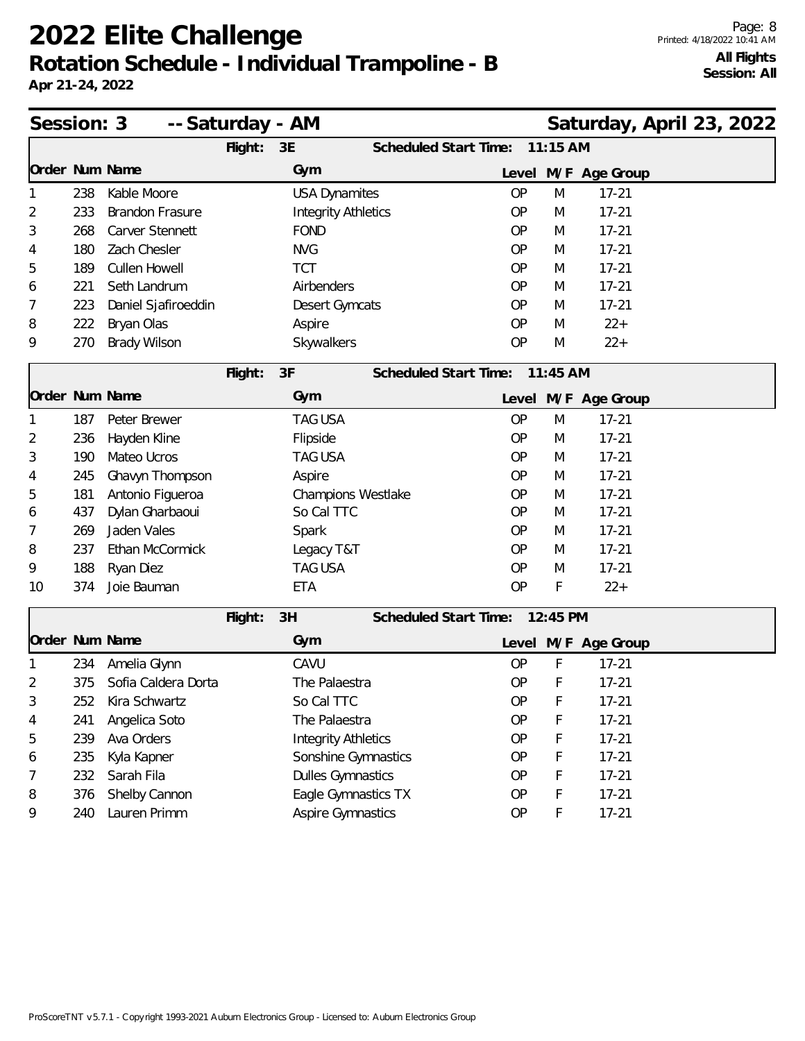# 2022 Elite Challenge

## Rotation Schedule - Individual Trampoline - B

**Apr 21-24, 2022**

**All Flights**
**Session: All**

## Session: 3 -- Saturday - AM — Saturday, April 23, 2022

**Flight: 3E — Scheduled Start Time: 11:15 AM**

| Order | Num | Name | Gym | Level | M/F | Age Group |
|---|---|---|---|---|---|---|
| 1 | 238 | Kable Moore | USA Dynamites | OP | M | 17-21 |
| 2 | 233 | Brandon Frasure | Integrity Athletics | OP | M | 17-21 |
| 3 | 268 | Carver Stennett | FOND | OP | M | 17-21 |
| 4 | 180 | Zach Chesler | NVG | OP | M | 17-21 |
| 5 | 189 | Cullen Howell | TCT | OP | M | 17-21 |
| 6 | 221 | Seth Landrum | Airbenders | OP | M | 17-21 |
| 7 | 223 | Daniel Sjafiroeddin | Desert Gymcats | OP | M | 17-21 |
| 8 | 222 | Bryan Olas | Aspire | OP | M | 22+ |
| 9 | 270 | Brady Wilson | Skywalkers | OP | M | 22+ |

**Flight: 3F — Scheduled Start Time: 11:45 AM**

| Order | Num | Name | Gym | Level | M/F | Age Group |
|---|---|---|---|---|---|---|
| 1 | 187 | Peter Brewer | TAG USA | OP | M | 17-21 |
| 2 | 236 | Hayden Kline | Flipside | OP | M | 17-21 |
| 3 | 190 | Mateo Ucros | TAG USA | OP | M | 17-21 |
| 4 | 245 | Ghavyn Thompson | Aspire | OP | M | 17-21 |
| 5 | 181 | Antonio Figueroa | Champions Westlake | OP | M | 17-21 |
| 6 | 437 | Dylan Gharbaoui | So Cal TTC | OP | M | 17-21 |
| 7 | 269 | Jaden Vales | Spark | OP | M | 17-21 |
| 8 | 237 | Ethan McCormick | Legacy T&T | OP | M | 17-21 |
| 9 | 188 | Ryan Diez | TAG USA | OP | M | 17-21 |
| 10 | 374 | Joie Bauman | ETA | OP | F | 22+ |

**Flight: 3H — Scheduled Start Time: 12:45 PM**

| Order | Num | Name | Gym | Level | M/F | Age Group |
|---|---|---|---|---|---|---|
| 1 | 234 | Amelia Glynn | CAVU | OP | F | 17-21 |
| 2 | 375 | Sofia Caldera Dorta | The Palaestra | OP | F | 17-21 |
| 3 | 252 | Kira Schwartz | So Cal TTC | OP | F | 17-21 |
| 4 | 241 | Angelica Soto | The Palaestra | OP | F | 17-21 |
| 5 | 239 | Ava Orders | Integrity Athletics | OP | F | 17-21 |
| 6 | 235 | Kyla Kapner | Sonshine Gymnastics | OP | F | 17-21 |
| 7 | 232 | Sarah Fila | Dulles Gymnastics | OP | F | 17-21 |
| 8 | 376 | Shelby Cannon | Eagle Gymnastics TX | OP | F | 17-21 |
| 9 | 240 | Lauren Primm | Aspire Gymnastics | OP | F | 17-21 |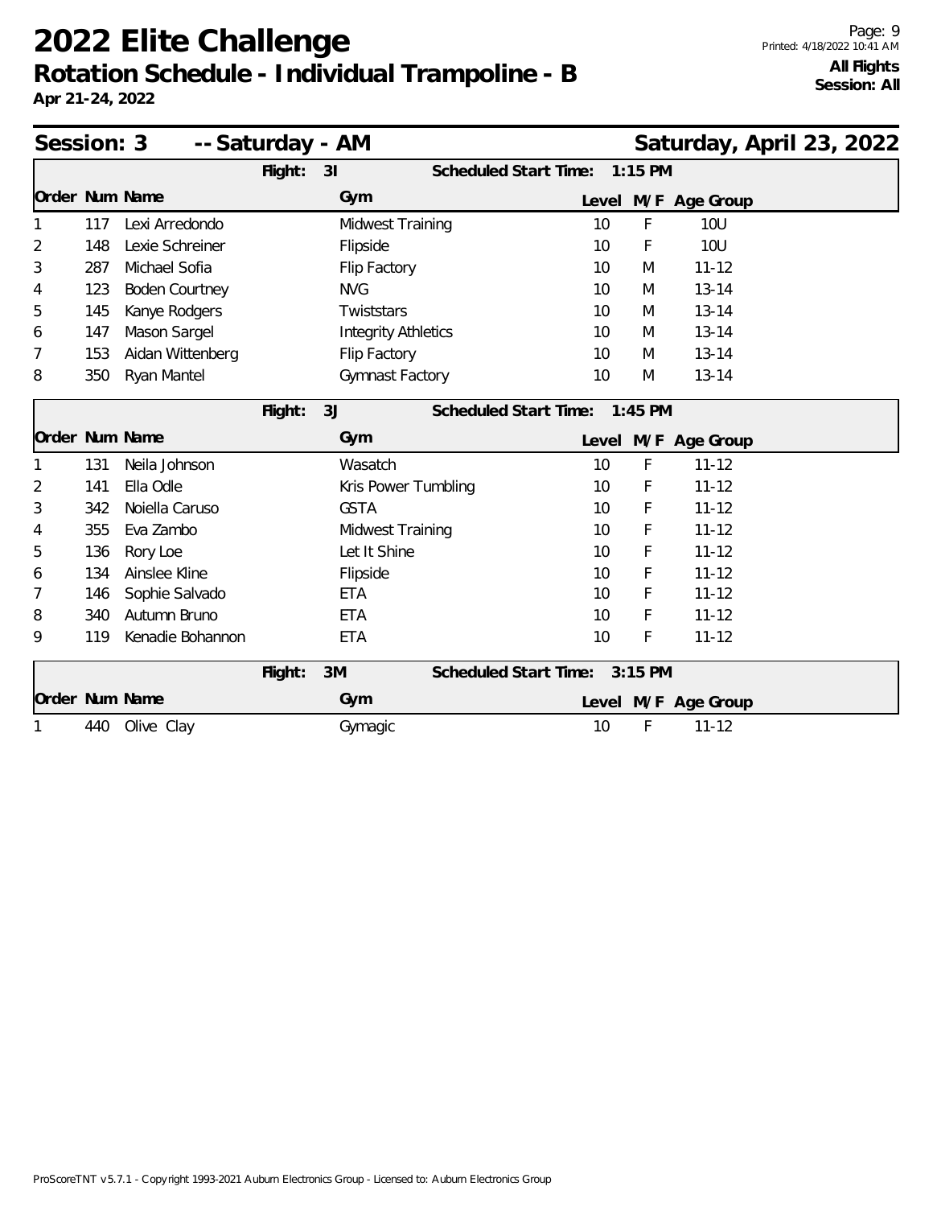# 2022 Elite Challenge

## Rotation Schedule - Individual Trampoline - B

**Apr 21-24, 2022**

Printed: 4/18/2022 10:41 AM

**All Flights**
**Session: All**

### Session: 3 -- Saturday - AM — Saturday, April 23, 2022

**Flight: 3I — Scheduled Start Time: 1:15 PM**

| Order | Num | Name | Gym | Level | M/F | Age Group |
|---|---|---|---|---|---|---|
| 1 | 117 | Lexi Arredondo | Midwest Training | 10 | F | 10U |
| 2 | 148 | Lexie Schreiner | Flipside | 10 | F | 10U |
| 3 | 287 | Michael Sofia | Flip Factory | 10 | M | 11-12 |
| 4 | 123 | Boden Courtney | NVG | 10 | M | 13-14 |
| 5 | 145 | Kanye Rodgers | Twiststars | 10 | M | 13-14 |
| 6 | 147 | Mason Sargel | Integrity Athletics | 10 | M | 13-14 |
| 7 | 153 | Aidan Wittenberg | Flip Factory | 10 | M | 13-14 |
| 8 | 350 | Ryan Mantel | Gymnast Factory | 10 | M | 13-14 |

**Flight: 3J — Scheduled Start Time: 1:45 PM**

| Order | Num | Name | Gym | Level | M/F | Age Group |
|---|---|---|---|---|---|---|
| 1 | 131 | Neila Johnson | Wasatch | 10 | F | 11-12 |
| 2 | 141 | Ella Odle | Kris Power Tumbling | 10 | F | 11-12 |
| 3 | 342 | Noiella Caruso | GSTA | 10 | F | 11-12 |
| 4 | 355 | Eva Zambo | Midwest Training | 10 | F | 11-12 |
| 5 | 136 | Rory Loe | Let It Shine | 10 | F | 11-12 |
| 6 | 134 | Ainslee Kline | Flipside | 10 | F | 11-12 |
| 7 | 146 | Sophie Salvado | ETA | 10 | F | 11-12 |
| 8 | 340 | Autumn Bruno | ETA | 10 | F | 11-12 |
| 9 | 119 | Kenadie Bohannon | ETA | 10 | F | 11-12 |

**Flight: 3M — Scheduled Start Time: 3:15 PM**

| Order | Num | Name | Gym | Level | M/F | Age Group |
|---|---|---|---|---|---|---|
| 1 | 440 | Olive Clay | Gymagic | 10 | F | 11-12 |

ProScoreTNT v5.7.1 - Copyright 1993-2021 Auburn Electronics Group - Licensed to: Auburn Electronics Group